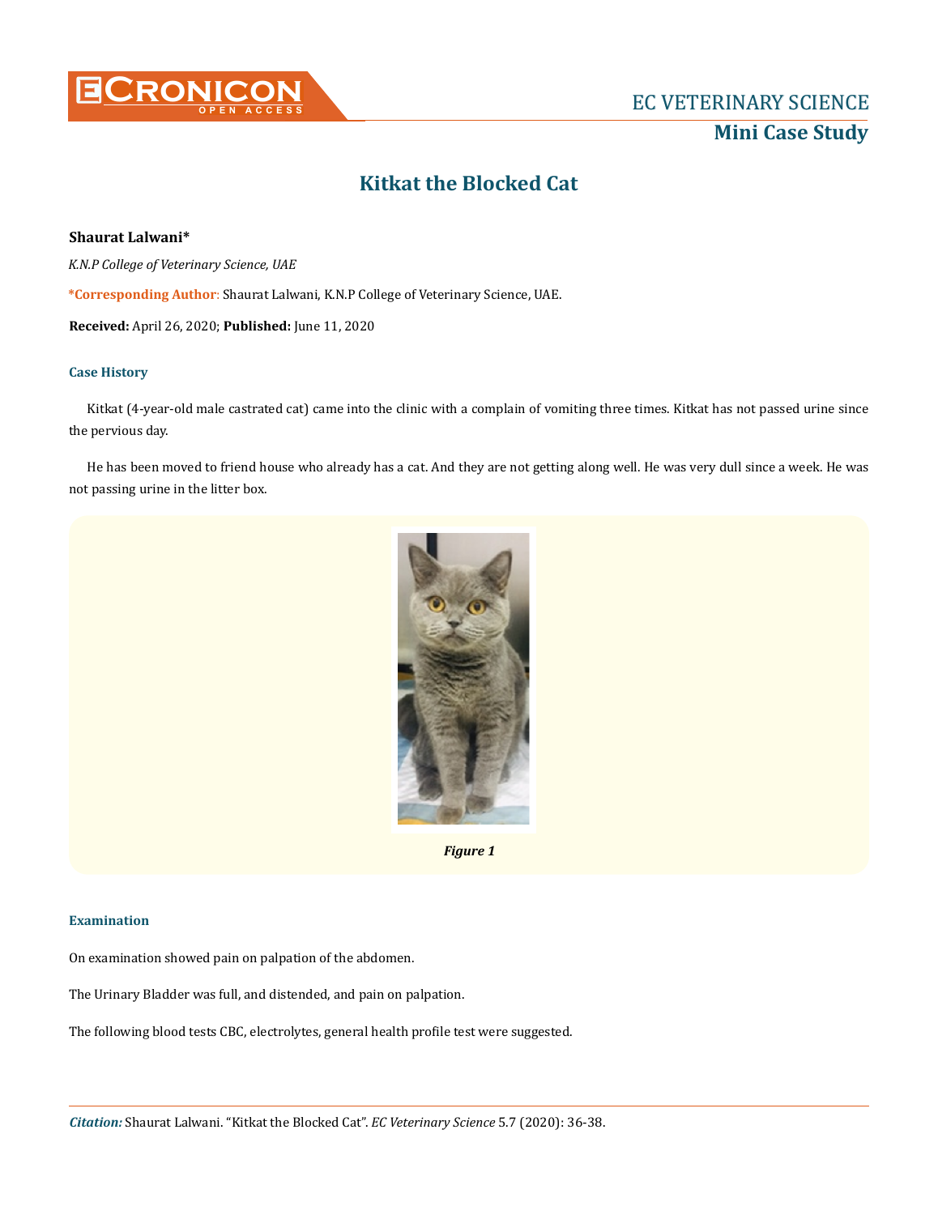# Kitkat the Blocked Cat

**Shaurat Lalwani***

*K.N.P College of Veterinary Science, UAE*

***Corresponding Author**: Shaurat Lalwani, K.N.P College of Veterinary Science, UAE.

**Received:** April 26, 2020; **Published:** June 11, 2020

## Case History

Kitkat (4-year-old male castrated cat) came into the clinic with a complain of vomiting three times. Kitkat has not passed urine since the pervious day.

He has been moved to friend house who already has a cat. And they are not getting along well. He was very dull since a week. He was not passing urine in the litter box.

*Figure 1*

## Examination

On examination showed pain on palpation of the abdomen.

The Urinary Bladder was full, and distended, and pain on palpation.

The following blood tests CBC, electrolytes, general health profile test were suggested.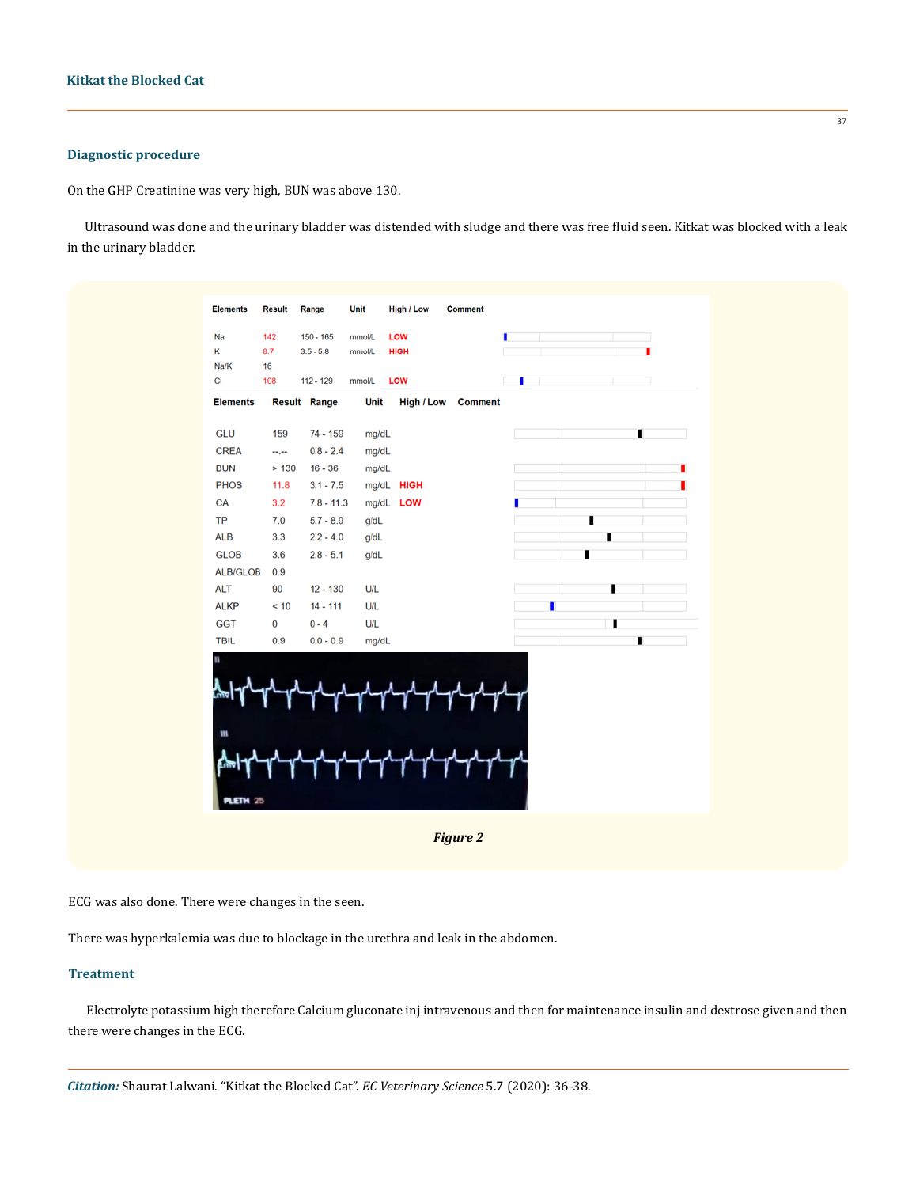## Diagnostic procedure

On the GHP Creatinine was very high, BUN was above 130.

Ultrasound was done and the urinary bladder was distended with sludge and there was free fluid seen. Kitkat was blocked with a leak in the urinary bladder.

| Elements | Result | Range | Unit | High / Low | Comment |
|---|---|---|---|---|---|
| Na | 142 | 150 - 165 | mmol/L | LOW | |
| K | 8.7 | 3.5 - 5.8 | mmol/L | HIGH | |
| Na/K | 16 | | | | |
| Cl | 108 | 112 - 129 | mmol/L | LOW | |

| Elements | Result | Range | Unit | High / Low | Comment |
|---|---|---|---|---|---|
| GLU | 159 | 74 - 159 | mg/dL | | |
| CREA | --.-- | 0.8 - 2.4 | mg/dL | | |
| BUN | > 130 | 16 - 36 | mg/dL | | |
| PHOS | 11.8 | 3.1 - 7.5 | mg/dL | HIGH | |
| CA | 3.2 | 7.8 - 11.3 | mg/dL | LOW | |
| TP | 7.0 | 5.7 - 8.9 | g/dL | | |
| ALB | 3.3 | 2.2 - 4.0 | g/dL | | |
| GLOB | 3.6 | 2.8 - 5.1 | g/dL | | |
| ALB/GLOB | 0.9 | | | | |
| ALT | 90 | 12 - 130 | U/L | | |
| ALKP | < 10 | 14 - 111 | U/L | | |
| GGT | 0 | 0 - 4 | U/L | | |
| TBIL | 0.9 | 0.0 - 0.9 | mg/dL | | |

II

III

PLETH 25

*Figure 2*

ECG was also done. There were changes in the seen.

There was hyperkalemia was due to blockage in the urethra and leak in the abdomen.

## Treatment

Electrolyte potassium high therefore Calcium gluconate inj intravenous and then for maintenance insulin and dextrose given and then there were changes in the ECG.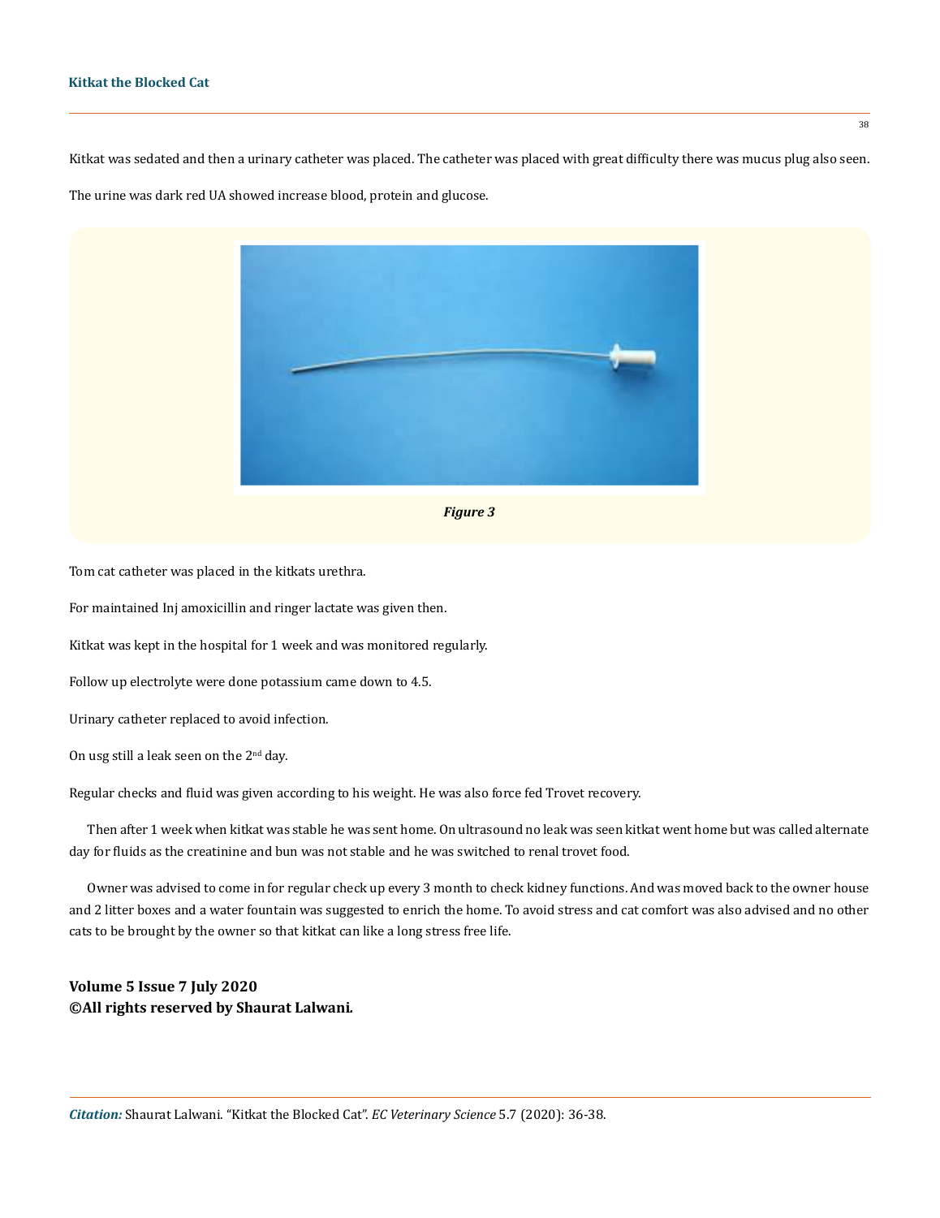Kitkat was sedated and then a urinary catheter was placed. The catheter was placed with great difficulty there was mucus plug also seen.

The urine was dark red UA showed increase blood, protein and glucose.

***Figure 3***

Tom cat catheter was placed in the kitkats urethra.

For maintained Inj amoxicillin and ringer lactate was given then.

Kitkat was kept in the hospital for 1 week and was monitored regularly.

Follow up electrolyte were done potassium came down to 4.5.

Urinary catheter replaced to avoid infection.

On usg still a leak seen on the 2nd day.

Regular checks and fluid was given according to his weight. He was also force fed Trovet recovery.

Then after 1 week when kitkat was stable he was sent home. On ultrasound no leak was seen kitkat went home but was called alternate day for fluids as the creatinine and bun was not stable and he was switched to renal trovet food.

Owner was advised to come in for regular check up every 3 month to check kidney functions. And was moved back to the owner house and 2 litter boxes and a water fountain was suggested to enrich the home. To avoid stress and cat comfort was also advised and no other cats to be brought by the owner so that kitkat can like a long stress free life.

**Volume 5 Issue 7 July 2020**
**©All rights reserved by Shaurat Lalwani.**